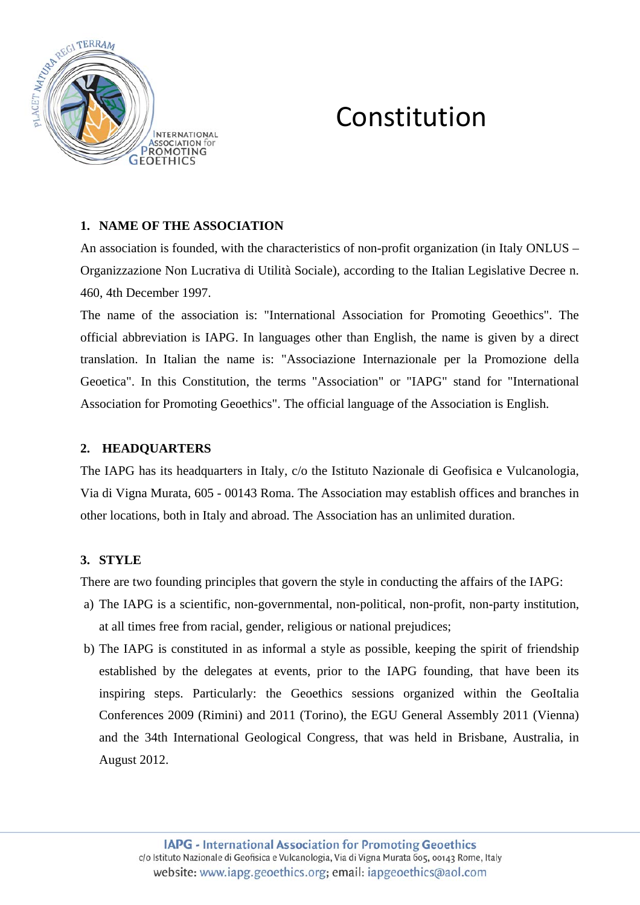# Constitution

## 1. NAME OF THE ASSOCIATION

An association is founded, with the characteristics of non-profit organization (in Italy ONLUS – Organizzazione Non Lucrativa di Utilità Sociale), according to the Italian Legislative Decree n. 460, 4th December 1997.

The name of the association is: "International Association for Promoting Geoethics". The official abbreviation is IAPG. In languages other than English, the name is given by a direct translation. In Italian the name is: "Associazione Internazionale per la Promozione della Geoetica". In this Constitution, the terms "Association" or "IAPG" stand for "International Association for Promoting Geoethics". The official language of the Association is English.

## 2. HEADQUARTERS

The IAPG has its headquarters in Italy, c/o the Istituto Nazionale di Geofisica e Vulcanologia, Via di Vigna Murata, 605 - 00143 Roma. The Association may establish offices and branches in other locations, both in Italy and abroad. The Association has an unlimited duration.

## 3. STYLE

There are two founding principles that govern the style in conducting the affairs of the IAPG:

a) The IAPG is a scientific, non-governmental, non-political, non-profit, non-party institution, at all times free from racial, gender, religious or national prejudices;

b) The IAPG is constituted in as informal a style as possible, keeping the spirit of friendship established by the delegates at events, prior to the IAPG founding, that have been its inspiring steps. Particularly: the Geoethics sessions organized within the GeoItalia Conferences 2009 (Rimini) and 2011 (Torino), the EGU General Assembly 2011 (Vienna) and the 34th International Geological Congress, that was held in Brisbane, Australia, in August 2012.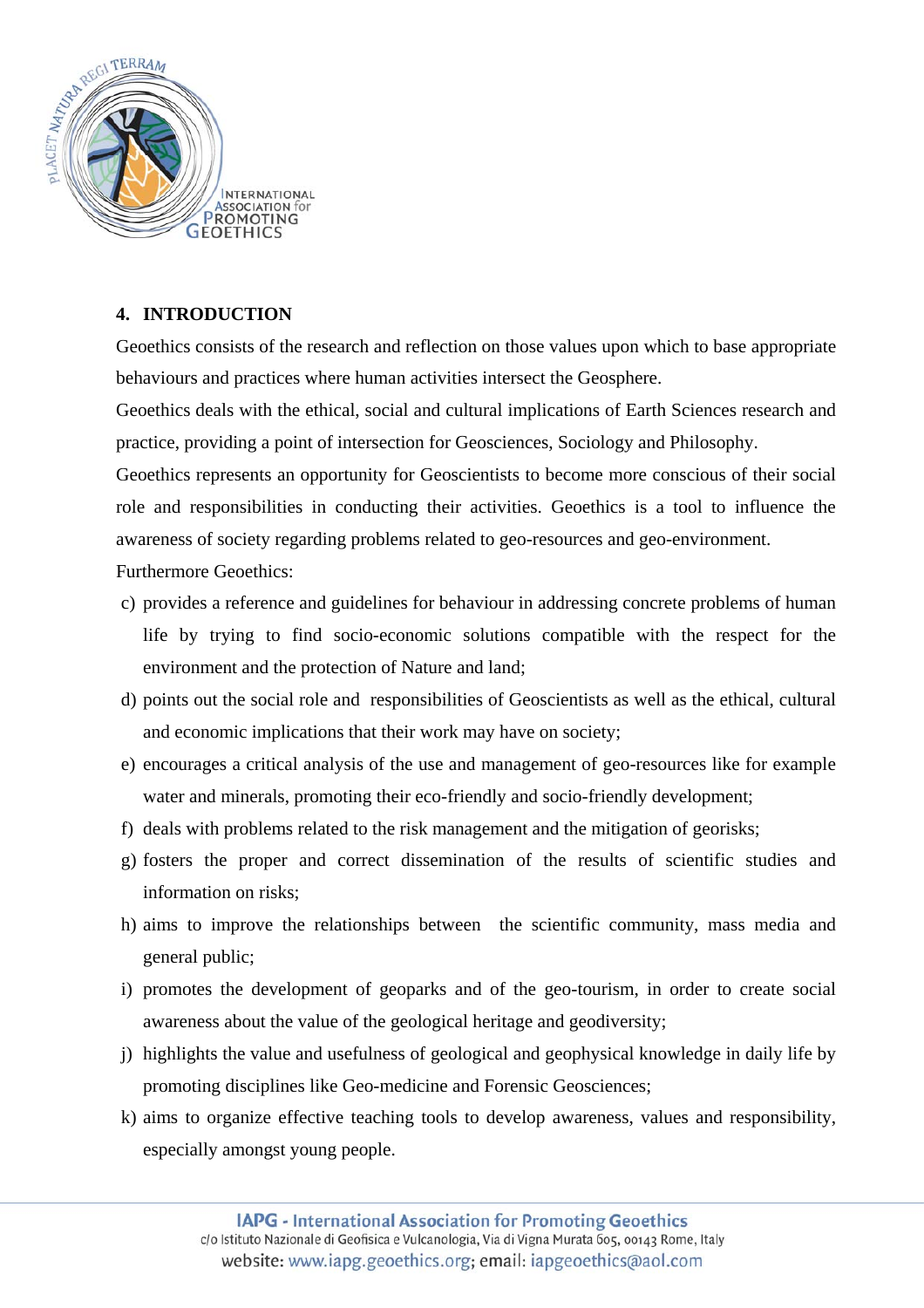## 4. INTRODUCTION

Geoethics consists of the research and reflection on those values upon which to base appropriate behaviours and practices where human activities intersect the Geosphere.

Geoethics deals with the ethical, social and cultural implications of Earth Sciences research and practice, providing a point of intersection for Geosciences, Sociology and Philosophy.

Geoethics represents an opportunity for Geoscientists to become more conscious of their social role and responsibilities in conducting their activities. Geoethics is a tool to influence the awareness of society regarding problems related to geo-resources and geo-environment.

Furthermore Geoethics:

c) provides a reference and guidelines for behaviour in addressing concrete problems of human life by trying to find socio-economic solutions compatible with the respect for the environment and the protection of Nature and land;
d) points out the social role and responsibilities of Geoscientists as well as the ethical, cultural and economic implications that their work may have on society;
e) encourages a critical analysis of the use and management of geo-resources like for example water and minerals, promoting their eco-friendly and socio-friendly development;
f) deals with problems related to the risk management and the mitigation of georisks;
g) fosters the proper and correct dissemination of the results of scientific studies and information on risks;
h) aims to improve the relationships between the scientific community, mass media and general public;
i) promotes the development of geoparks and of the geo-tourism, in order to create social awareness about the value of the geological heritage and geodiversity;
j) highlights the value and usefulness of geological and geophysical knowledge in daily life by promoting disciplines like Geo-medicine and Forensic Geosciences;
k) aims to organize effective teaching tools to develop awareness, values and responsibility, especially amongst young people.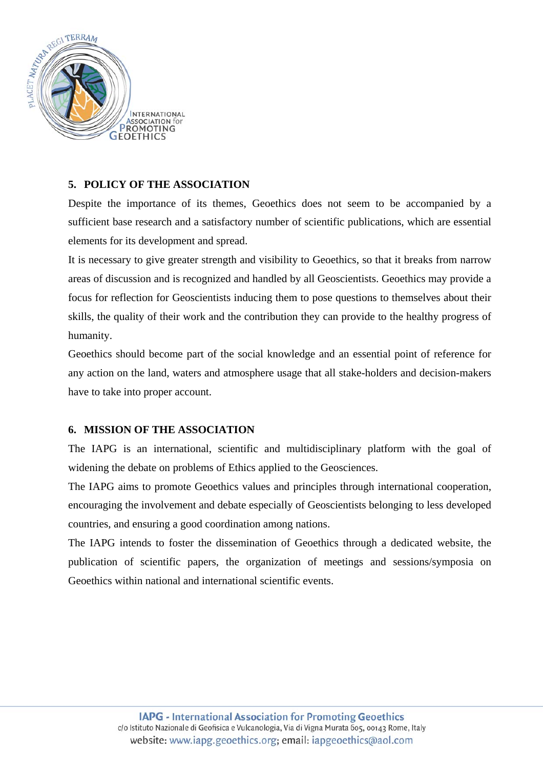## 5. POLICY OF THE ASSOCIATION

Despite the importance of its themes, Geoethics does not seem to be accompanied by a sufficient base research and a satisfactory number of scientific publications, which are essential elements for its development and spread.

It is necessary to give greater strength and visibility to Geoethics, so that it breaks from narrow areas of discussion and is recognized and handled by all Geoscientists. Geoethics may provide a focus for reflection for Geoscientists inducing them to pose questions to themselves about their skills, the quality of their work and the contribution they can provide to the healthy progress of humanity.

Geoethics should become part of the social knowledge and an essential point of reference for any action on the land, waters and atmosphere usage that all stake-holders and decision-makers have to take into proper account.

## 6. MISSION OF THE ASSOCIATION

The IAPG is an international, scientific and multidisciplinary platform with the goal of widening the debate on problems of Ethics applied to the Geosciences.

The IAPG aims to promote Geoethics values and principles through international cooperation, encouraging the involvement and debate especially of Geoscientists belonging to less developed countries, and ensuring a good coordination among nations.

The IAPG intends to foster the dissemination of Geoethics through a dedicated website, the publication of scientific papers, the organization of meetings and sessions/symposia on Geoethics within national and international scientific events.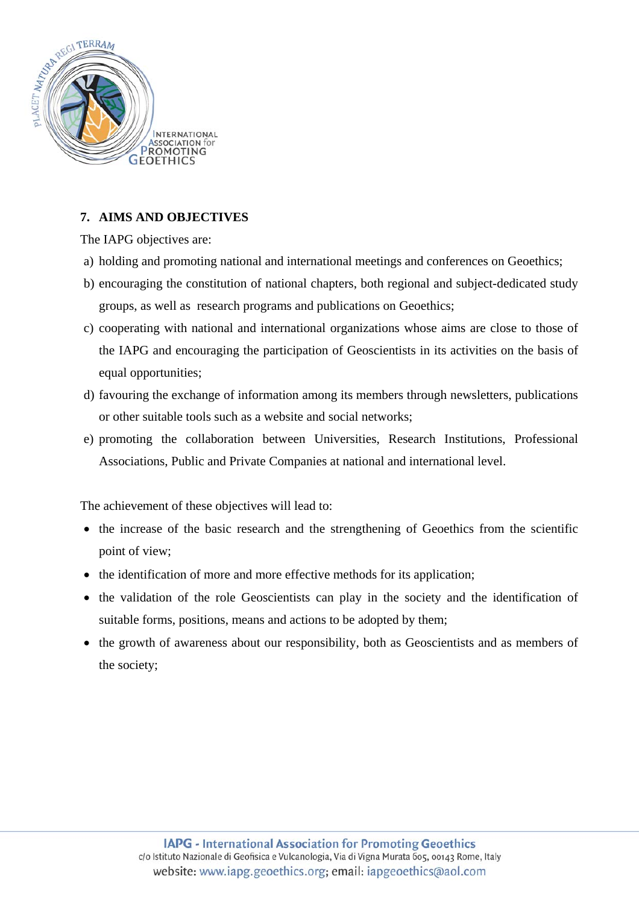## 7. AIMS AND OBJECTIVES

The IAPG objectives are:

a) holding and promoting national and international meetings and conferences on Geoethics;
b) encouraging the constitution of national chapters, both regional and subject-dedicated study groups, as well as research programs and publications on Geoethics;
c) cooperating with national and international organizations whose aims are close to those of the IAPG and encouraging the participation of Geoscientists in its activities on the basis of equal opportunities;
d) favouring the exchange of information among its members through newsletters, publications or other suitable tools such as a website and social networks;
e) promoting the collaboration between Universities, Research Institutions, Professional Associations, Public and Private Companies at national and international level.

The achievement of these objectives will lead to:

- the increase of the basic research and the strengthening of Geoethics from the scientific point of view;
- the identification of more and more effective methods for its application;
- the validation of the role Geoscientists can play in the society and the identification of suitable forms, positions, means and actions to be adopted by them;
- the growth of awareness about our responsibility, both as Geoscientists and as members of the society;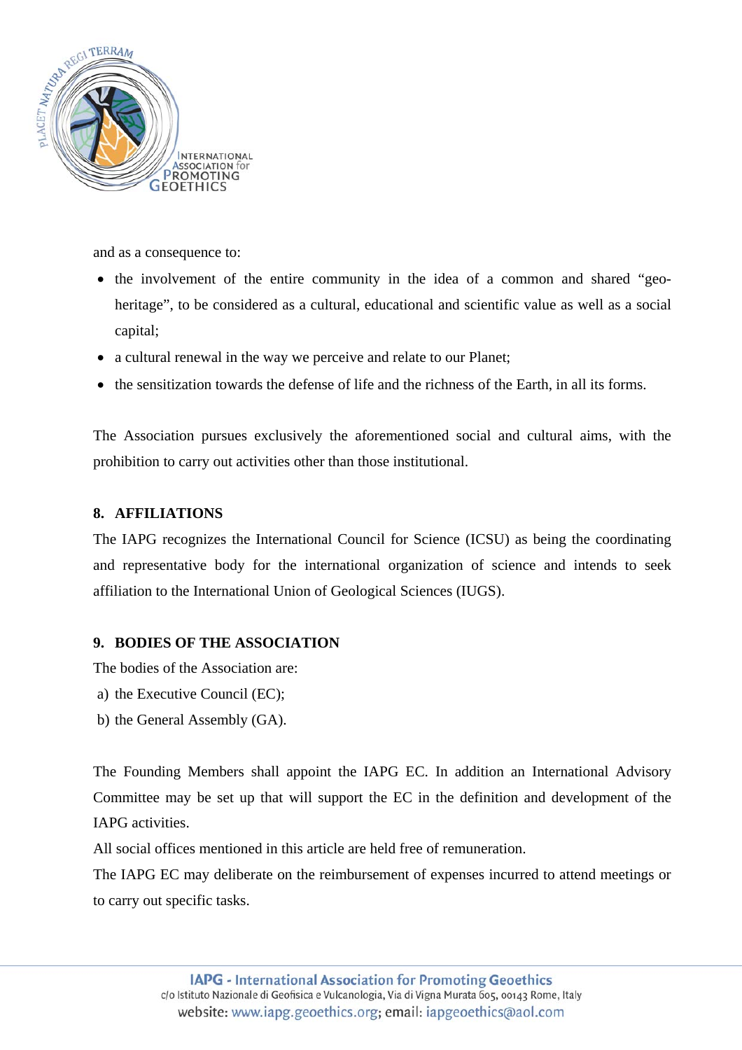and as a consequence to:

- the involvement of the entire community in the idea of a common and shared "geo-heritage", to be considered as a cultural, educational and scientific value as well as a social capital;
- a cultural renewal in the way we perceive and relate to our Planet;
- the sensitization towards the defense of life and the richness of the Earth, in all its forms.

The Association pursues exclusively the aforementioned social and cultural aims, with the prohibition to carry out activities other than those institutional.

## 8. AFFILIATIONS

The IAPG recognizes the International Council for Science (ICSU) as being the coordinating and representative body for the international organization of science and intends to seek affiliation to the International Union of Geological Sciences (IUGS).

## 9. BODIES OF THE ASSOCIATION

The bodies of the Association are:

a) the Executive Council (EC);
b) the General Assembly (GA).

The Founding Members shall appoint the IAPG EC. In addition an International Advisory Committee may be set up that will support the EC in the definition and development of the IAPG activities.
All social offices mentioned in this article are held free of remuneration.
The IAPG EC may deliberate on the reimbursement of expenses incurred to attend meetings or to carry out specific tasks.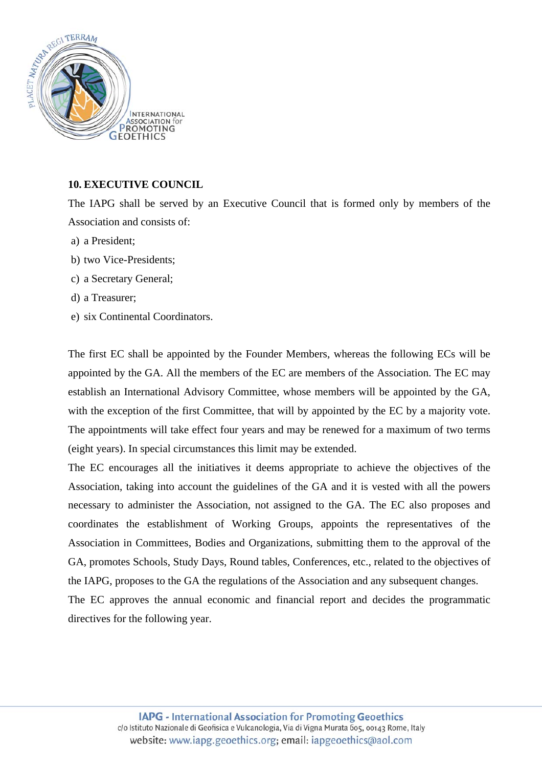## 10. EXECUTIVE COUNCIL

The IAPG shall be served by an Executive Council that is formed only by members of the Association and consists of:

a) a President;
b) two Vice-Presidents;
c) a Secretary General;
d) a Treasurer;
e) six Continental Coordinators.

The first EC shall be appointed by the Founder Members, whereas the following ECs will be appointed by the GA. All the members of the EC are members of the Association. The EC may establish an International Advisory Committee, whose members will be appointed by the GA, with the exception of the first Committee, that will by appointed by the EC by a majority vote. The appointments will take effect four years and may be renewed for a maximum of two terms (eight years). In special circumstances this limit may be extended.

The EC encourages all the initiatives it deems appropriate to achieve the objectives of the Association, taking into account the guidelines of the GA and it is vested with all the powers necessary to administer the Association, not assigned to the GA. The EC also proposes and coordinates the establishment of Working Groups, appoints the representatives of the Association in Committees, Bodies and Organizations, submitting them to the approval of the GA, promotes Schools, Study Days, Round tables, Conferences, etc., related to the objectives of the IAPG, proposes to the GA the regulations of the Association and any subsequent changes.

The EC approves the annual economic and financial report and decides the programmatic directives for the following year.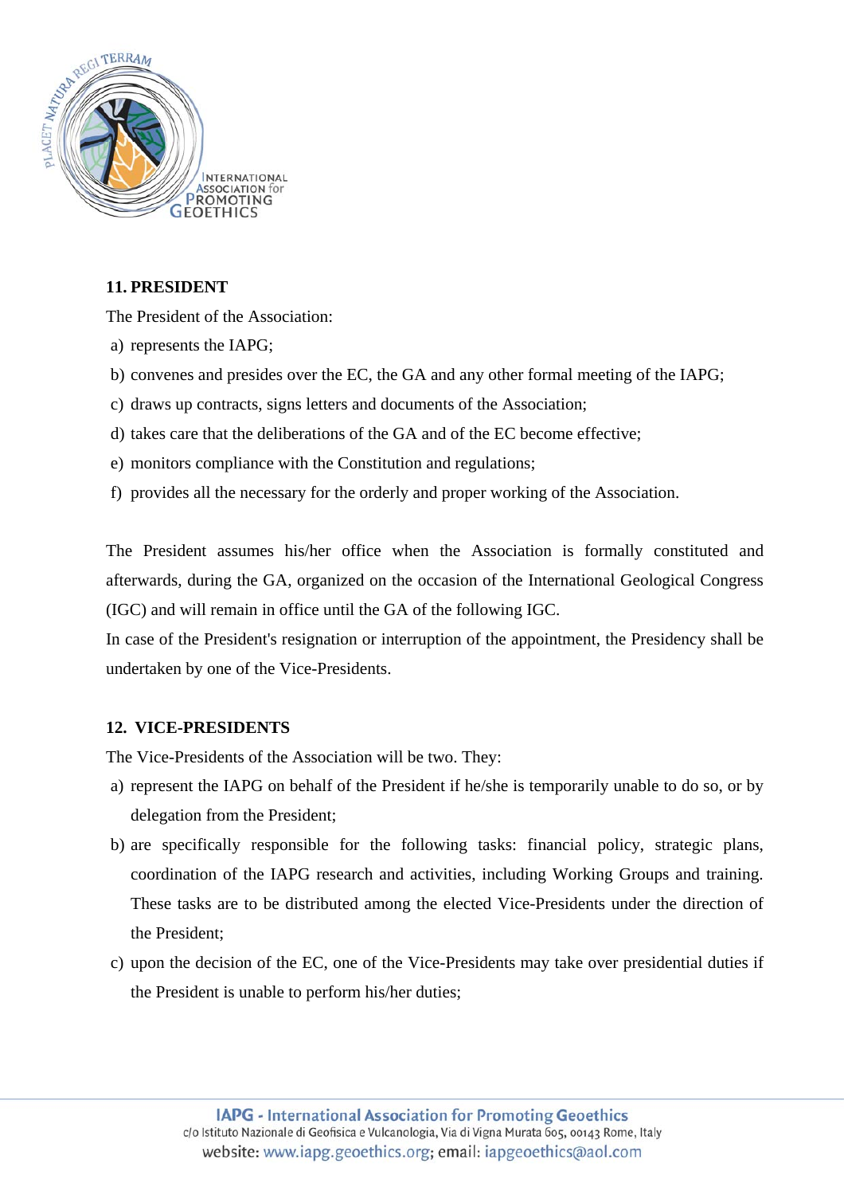## 11. PRESIDENT

The President of the Association:

a) represents the IAPG;
b) convenes and presides over the EC, the GA and any other formal meeting of the IAPG;
c) draws up contracts, signs letters and documents of the Association;
d) takes care that the deliberations of the GA and of the EC become effective;
e) monitors compliance with the Constitution and regulations;
f) provides all the necessary for the orderly and proper working of the Association.

The President assumes his/her office when the Association is formally constituted and afterwards, during the GA, organized on the occasion of the International Geological Congress (IGC) and will remain in office until the GA of the following IGC.

In case of the President's resignation or interruption of the appointment, the Presidency shall be undertaken by one of the Vice-Presidents.

## 12. VICE-PRESIDENTS

The Vice-Presidents of the Association will be two. They:

a) represent the IAPG on behalf of the President if he/she is temporarily unable to do so, or by delegation from the President;
b) are specifically responsible for the following tasks: financial policy, strategic plans, coordination of the IAPG research and activities, including Working Groups and training. These tasks are to be distributed among the elected Vice-Presidents under the direction of the President;
c) upon the decision of the EC, one of the Vice-Presidents may take over presidential duties if the President is unable to perform his/her duties;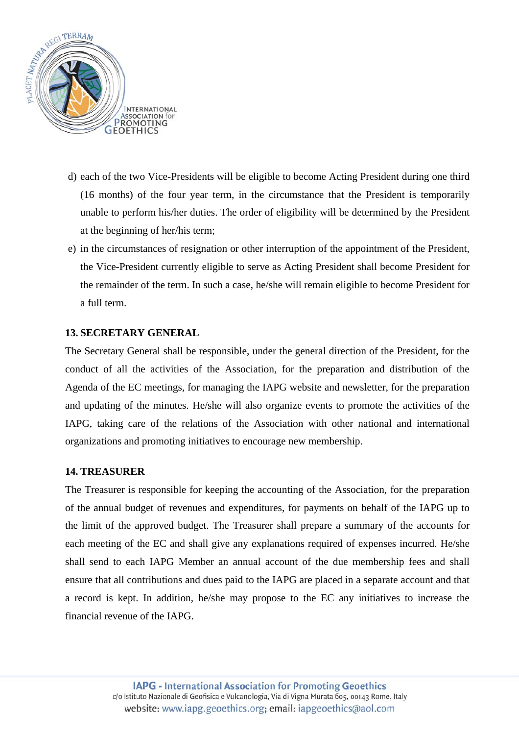d) each of the two Vice-Presidents will be eligible to become Acting President during one third (16 months) of the four year term, in the circumstance that the President is temporarily unable to perform his/her duties. The order of eligibility will be determined by the President at the beginning of her/his term;

e) in the circumstances of resignation or other interruption of the appointment of the President, the Vice-President currently eligible to serve as Acting President shall become President for the remainder of the term. In such a case, he/she will remain eligible to become President for a full term.

**13. SECRETARY GENERAL**

The Secretary General shall be responsible, under the general direction of the President, for the conduct of all the activities of the Association, for the preparation and distribution of the Agenda of the EC meetings, for managing the IAPG website and newsletter, for the preparation and updating of the minutes. He/she will also organize events to promote the activities of the IAPG, taking care of the relations of the Association with other national and international organizations and promoting initiatives to encourage new membership.

**14. TREASURER**

The Treasurer is responsible for keeping the accounting of the Association, for the preparation of the annual budget of revenues and expenditures, for payments on behalf of the IAPG up to the limit of the approved budget. The Treasurer shall prepare a summary of the accounts for each meeting of the EC and shall give any explanations required of expenses incurred. He/she shall send to each IAPG Member an annual account of the due membership fees and shall ensure that all contributions and dues paid to the IAPG are placed in a separate account and that a record is kept. In addition, he/she may propose to the EC any initiatives to increase the financial revenue of the IAPG.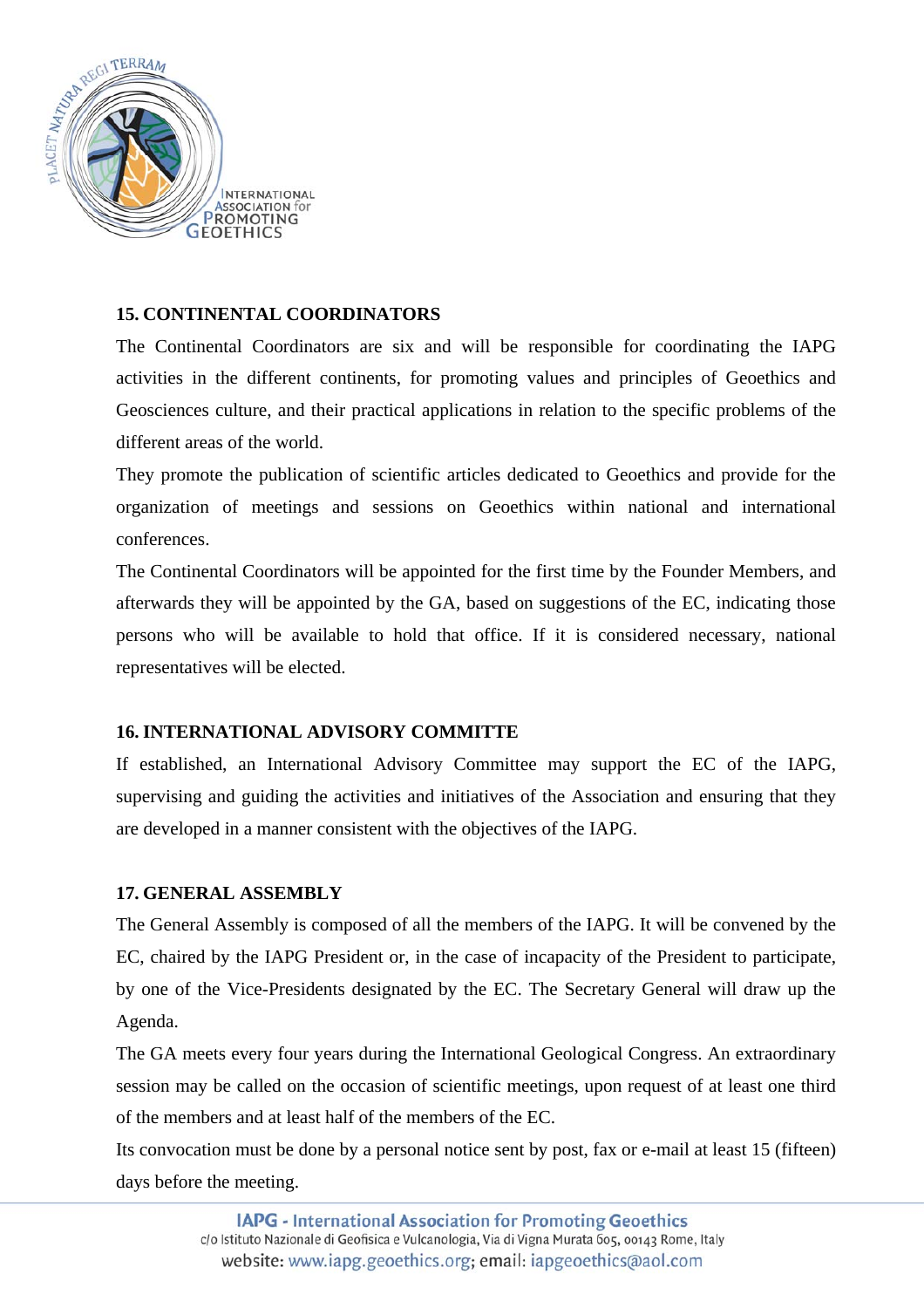## 15. CONTINENTAL COORDINATORS

The Continental Coordinators are six and will be responsible for coordinating the IAPG activities in the different continents, for promoting values and principles of Geoethics and Geosciences culture, and their practical applications in relation to the specific problems of the different areas of the world.

They promote the publication of scientific articles dedicated to Geoethics and provide for the organization of meetings and sessions on Geoethics within national and international conferences.

The Continental Coordinators will be appointed for the first time by the Founder Members, and afterwards they will be appointed by the GA, based on suggestions of the EC, indicating those persons who will be available to hold that office. If it is considered necessary, national representatives will be elected.

## 16. INTERNATIONAL ADVISORY COMMITTE

If established, an International Advisory Committee may support the EC of the IAPG, supervising and guiding the activities and initiatives of the Association and ensuring that they are developed in a manner consistent with the objectives of the IAPG.

## 17. GENERAL ASSEMBLY

The General Assembly is composed of all the members of the IAPG. It will be convened by the EC, chaired by the IAPG President or, in the case of incapacity of the President to participate, by one of the Vice-Presidents designated by the EC. The Secretary General will draw up the Agenda.

The GA meets every four years during the International Geological Congress. An extraordinary session may be called on the occasion of scientific meetings, upon request of at least one third of the members and at least half of the members of the EC.

Its convocation must be done by a personal notice sent by post, fax or e-mail at least 15 (fifteen) days before the meeting.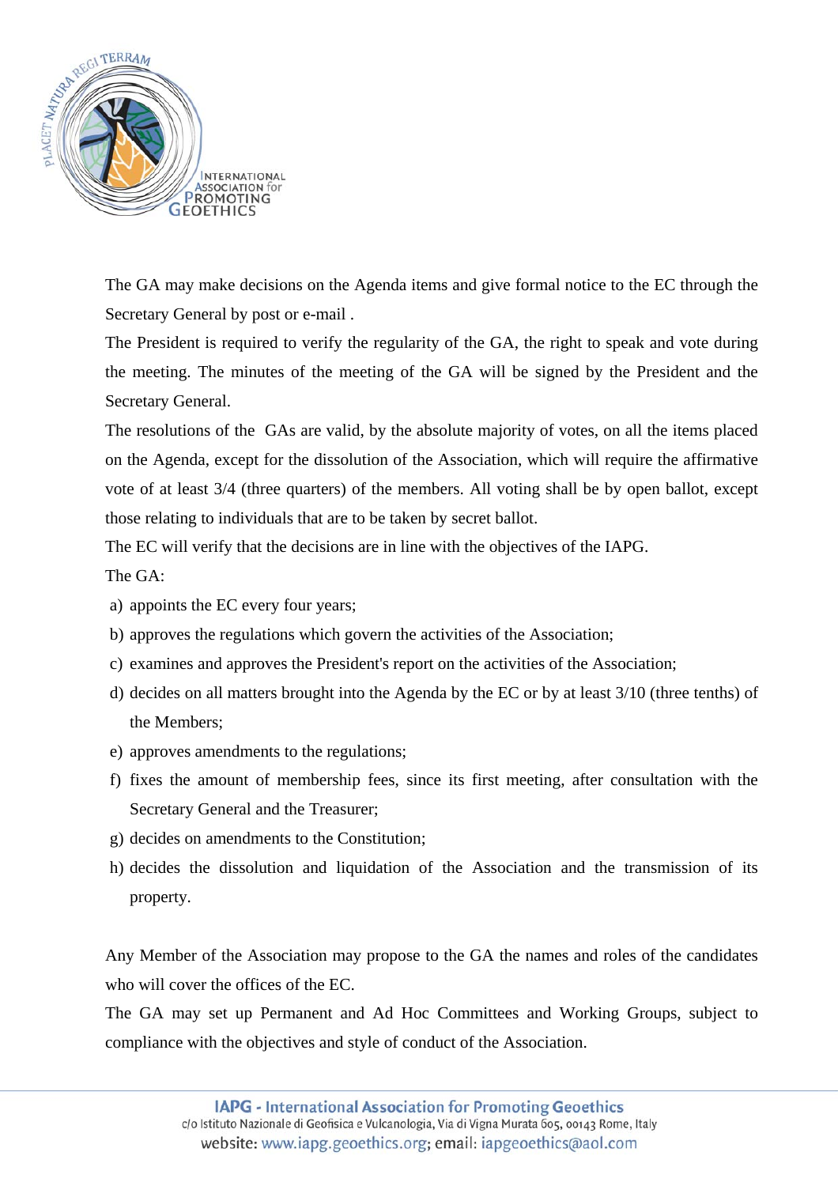The GA may make decisions on the Agenda items and give formal notice to the EC through the Secretary General by post or e-mail .

The President is required to verify the regularity of the GA, the right to speak and vote during the meeting. The minutes of the meeting of the GA will be signed by the President and the Secretary General.

The resolutions of the GAs are valid, by the absolute majority of votes, on all the items placed on the Agenda, except for the dissolution of the Association, which will require the affirmative vote of at least 3/4 (three quarters) of the members. All voting shall be by open ballot, except those relating to individuals that are to be taken by secret ballot.

The EC will verify that the decisions are in line with the objectives of the IAPG.

The GA:

a) appoints the EC every four years;
b) approves the regulations which govern the activities of the Association;
c) examines and approves the President's report on the activities of the Association;
d) decides on all matters brought into the Agenda by the EC or by at least 3/10 (three tenths) of the Members;
e) approves amendments to the regulations;
f) fixes the amount of membership fees, since its first meeting, after consultation with the Secretary General and the Treasurer;
g) decides on amendments to the Constitution;
h) decides the dissolution and liquidation of the Association and the transmission of its property.

Any Member of the Association may propose to the GA the names and roles of the candidates who will cover the offices of the EC.

The GA may set up Permanent and Ad Hoc Committees and Working Groups, subject to compliance with the objectives and style of conduct of the Association.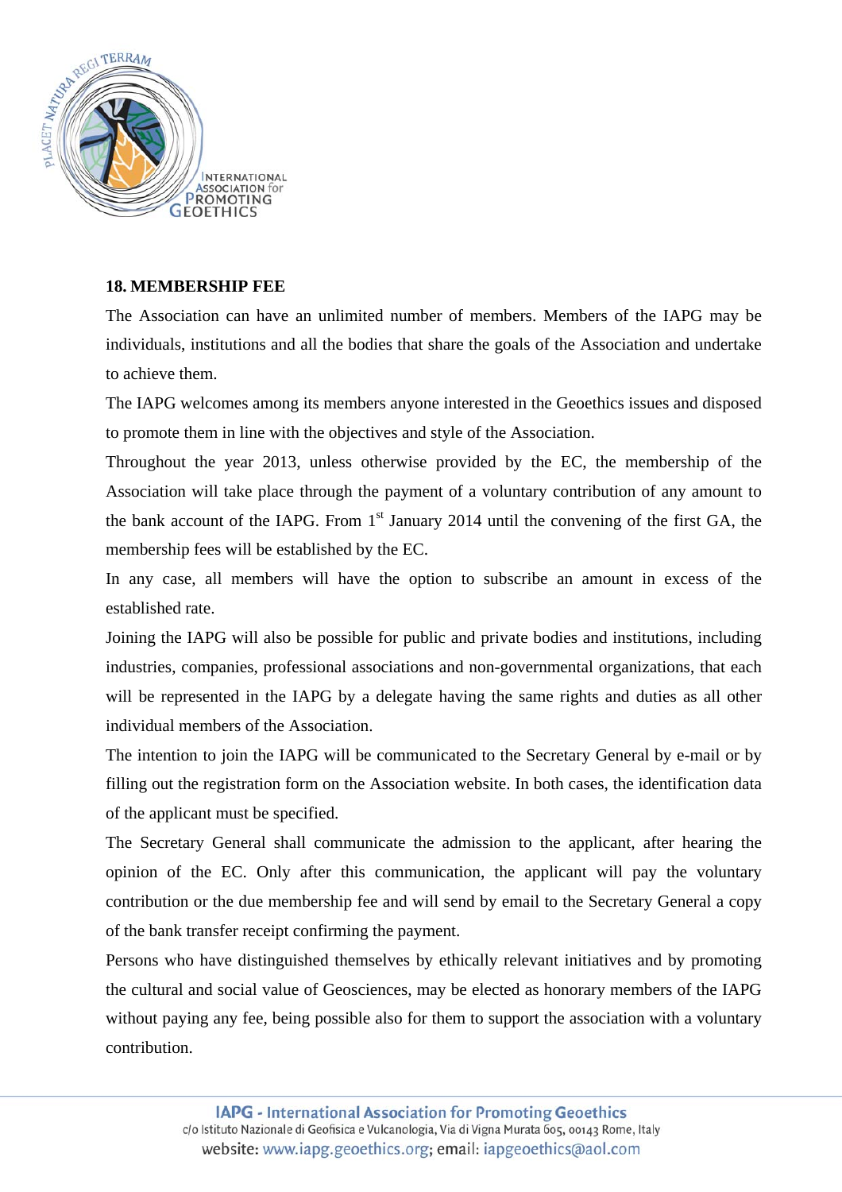## 18. MEMBERSHIP FEE

The Association can have an unlimited number of members. Members of the IAPG may be individuals, institutions and all the bodies that share the goals of the Association and undertake to achieve them.

The IAPG welcomes among its members anyone interested in the Geoethics issues and disposed to promote them in line with the objectives and style of the Association.

Throughout the year 2013, unless otherwise provided by the EC, the membership of the Association will take place through the payment of a voluntary contribution of any amount to the bank account of the IAPG. From 1st January 2014 until the convening of the first GA, the membership fees will be established by the EC.

In any case, all members will have the option to subscribe an amount in excess of the established rate.

Joining the IAPG will also be possible for public and private bodies and institutions, including industries, companies, professional associations and non-governmental organizations, that each will be represented in the IAPG by a delegate having the same rights and duties as all other individual members of the Association.

The intention to join the IAPG will be communicated to the Secretary General by e-mail or by filling out the registration form on the Association website. In both cases, the identification data of the applicant must be specified.

The Secretary General shall communicate the admission to the applicant, after hearing the opinion of the EC. Only after this communication, the applicant will pay the voluntary contribution or the due membership fee and will send by email to the Secretary General a copy of the bank transfer receipt confirming the payment.

Persons who have distinguished themselves by ethically relevant initiatives and by promoting the cultural and social value of Geosciences, may be elected as honorary members of the IAPG without paying any fee, being possible also for them to support the association with a voluntary contribution.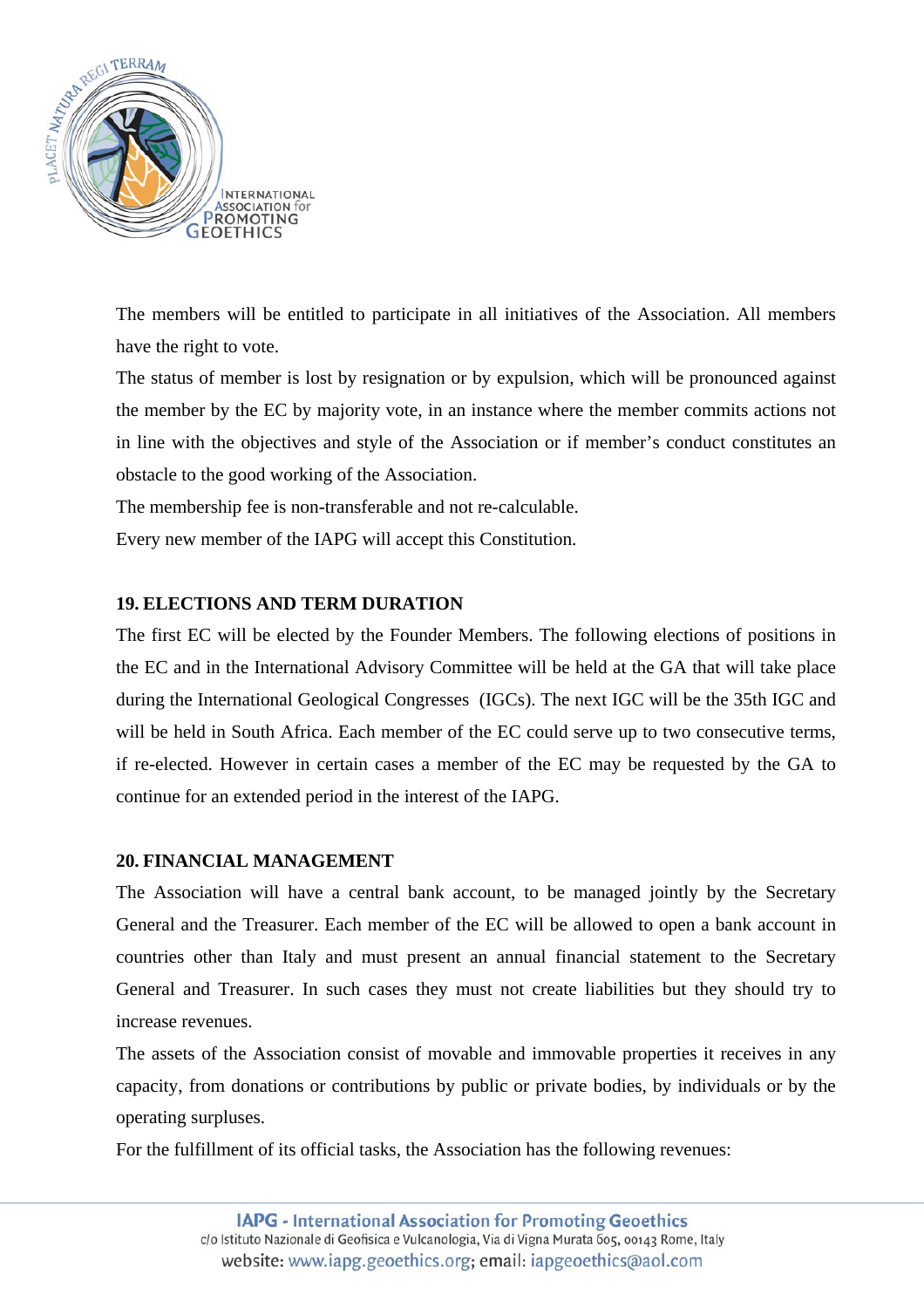The members will be entitled to participate in all initiatives of the Association. All members have the right to vote.

The status of member is lost by resignation or by expulsion, which will be pronounced against the member by the EC by majority vote, in an instance where the member commits actions not in line with the objectives and style of the Association or if member's conduct constitutes an obstacle to the good working of the Association.

The membership fee is non-transferable and not re-calculable.

Every new member of the IAPG will accept this Constitution.

## 19. ELECTIONS AND TERM DURATION

The first EC will be elected by the Founder Members. The following elections of positions in the EC and in the International Advisory Committee will be held at the GA that will take place during the International Geological Congresses (IGCs). The next IGC will be the 35th IGC and will be held in South Africa. Each member of the EC could serve up to two consecutive terms, if re-elected. However in certain cases a member of the EC may be requested by the GA to continue for an extended period in the interest of the IAPG.

## 20. FINANCIAL MANAGEMENT

The Association will have a central bank account, to be managed jointly by the Secretary General and the Treasurer. Each member of the EC will be allowed to open a bank account in countries other than Italy and must present an annual financial statement to the Secretary General and Treasurer. In such cases they must not create liabilities but they should try to increase revenues.

The assets of the Association consist of movable and immovable properties it receives in any capacity, from donations or contributions by public or private bodies, by individuals or by the operating surpluses.

For the fulfillment of its official tasks, the Association has the following revenues: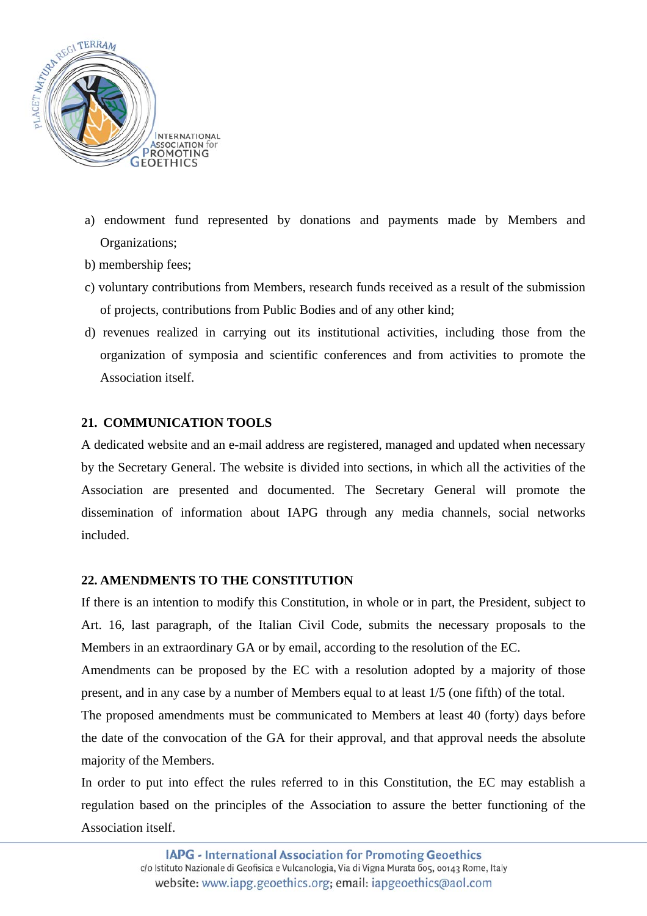a) endowment fund represented by donations and payments made by Members and Organizations;
b) membership fees;
c) voluntary contributions from Members, research funds received as a result of the submission of projects, contributions from Public Bodies and of any other kind;
d) revenues realized in carrying out its institutional activities, including those from the organization of symposia and scientific conferences and from activities to promote the Association itself.

## 21. COMMUNICATION TOOLS

A dedicated website and an e-mail address are registered, managed and updated when necessary by the Secretary General. The website is divided into sections, in which all the activities of the Association are presented and documented. The Secretary General will promote the dissemination of information about IAPG through any media channels, social networks included.

## 22. AMENDMENTS TO THE CONSTITUTION

If there is an intention to modify this Constitution, in whole or in part, the President, subject to Art. 16, last paragraph, of the Italian Civil Code, submits the necessary proposals to the Members in an extraordinary GA or by email, according to the resolution of the EC.

Amendments can be proposed by the EC with a resolution adopted by a majority of those present, and in any case by a number of Members equal to at least 1/5 (one fifth) of the total.

The proposed amendments must be communicated to Members at least 40 (forty) days before the date of the convocation of the GA for their approval, and that approval needs the absolute majority of the Members.

In order to put into effect the rules referred to in this Constitution, the EC may establish a regulation based on the principles of the Association to assure the better functioning of the Association itself.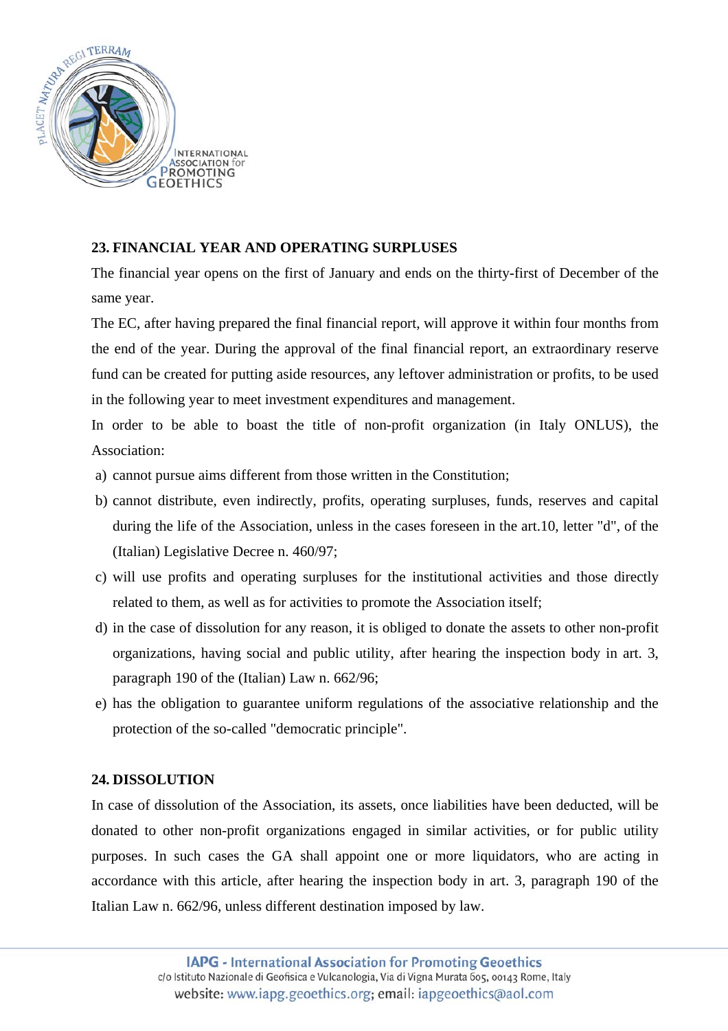## 23. FINANCIAL YEAR AND OPERATING SURPLUSES

The financial year opens on the first of January and ends on the thirty-first of December of the same year.

The EC, after having prepared the final financial report, will approve it within four months from the end of the year. During the approval of the final financial report, an extraordinary reserve fund can be created for putting aside resources, any leftover administration or profits, to be used in the following year to meet investment expenditures and management.

In order to be able to boast the title of non-profit organization (in Italy ONLUS), the Association:

a) cannot pursue aims different from those written in the Constitution;
b) cannot distribute, even indirectly, profits, operating surpluses, funds, reserves and capital during the life of the Association, unless in the cases foreseen in the art.10, letter "d", of the (Italian) Legislative Decree n. 460/97;
c) will use profits and operating surpluses for the institutional activities and those directly related to them, as well as for activities to promote the Association itself;
d) in the case of dissolution for any reason, it is obliged to donate the assets to other non-profit organizations, having social and public utility, after hearing the inspection body in art. 3, paragraph 190 of the (Italian) Law n. 662/96;
e) has the obligation to guarantee uniform regulations of the associative relationship and the protection of the so-called "democratic principle".

## 24. DISSOLUTION

In case of dissolution of the Association, its assets, once liabilities have been deducted, will be donated to other non-profit organizations engaged in similar activities, or for public utility purposes. In such cases the GA shall appoint one or more liquidators, who are acting in accordance with this article, after hearing the inspection body in art. 3, paragraph 190 of the Italian Law n. 662/96, unless different destination imposed by law.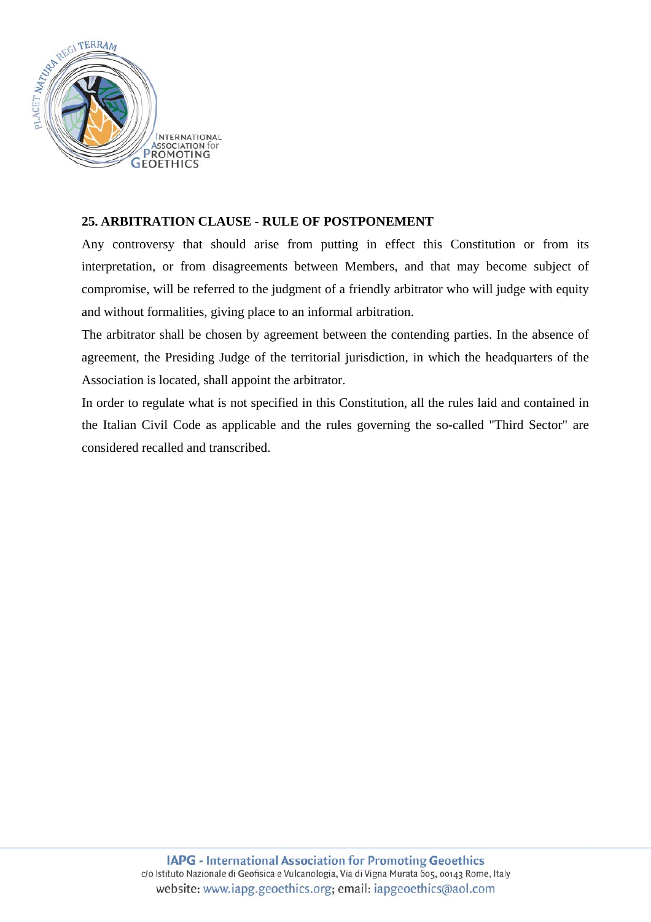## 25. ARBITRATION CLAUSE - RULE OF POSTPONEMENT

Any controversy that should arise from putting in effect this Constitution or from its interpretation, or from disagreements between Members, and that may become subject of compromise, will be referred to the judgment of a friendly arbitrator who will judge with equity and without formalities, giving place to an informal arbitration.

The arbitrator shall be chosen by agreement between the contending parties. In the absence of agreement, the Presiding Judge of the territorial jurisdiction, in which the headquarters of the Association is located, shall appoint the arbitrator.

In order to regulate what is not specified in this Constitution, all the rules laid and contained in the Italian Civil Code as applicable and the rules governing the so-called "Third Sector" are considered recalled and transcribed.